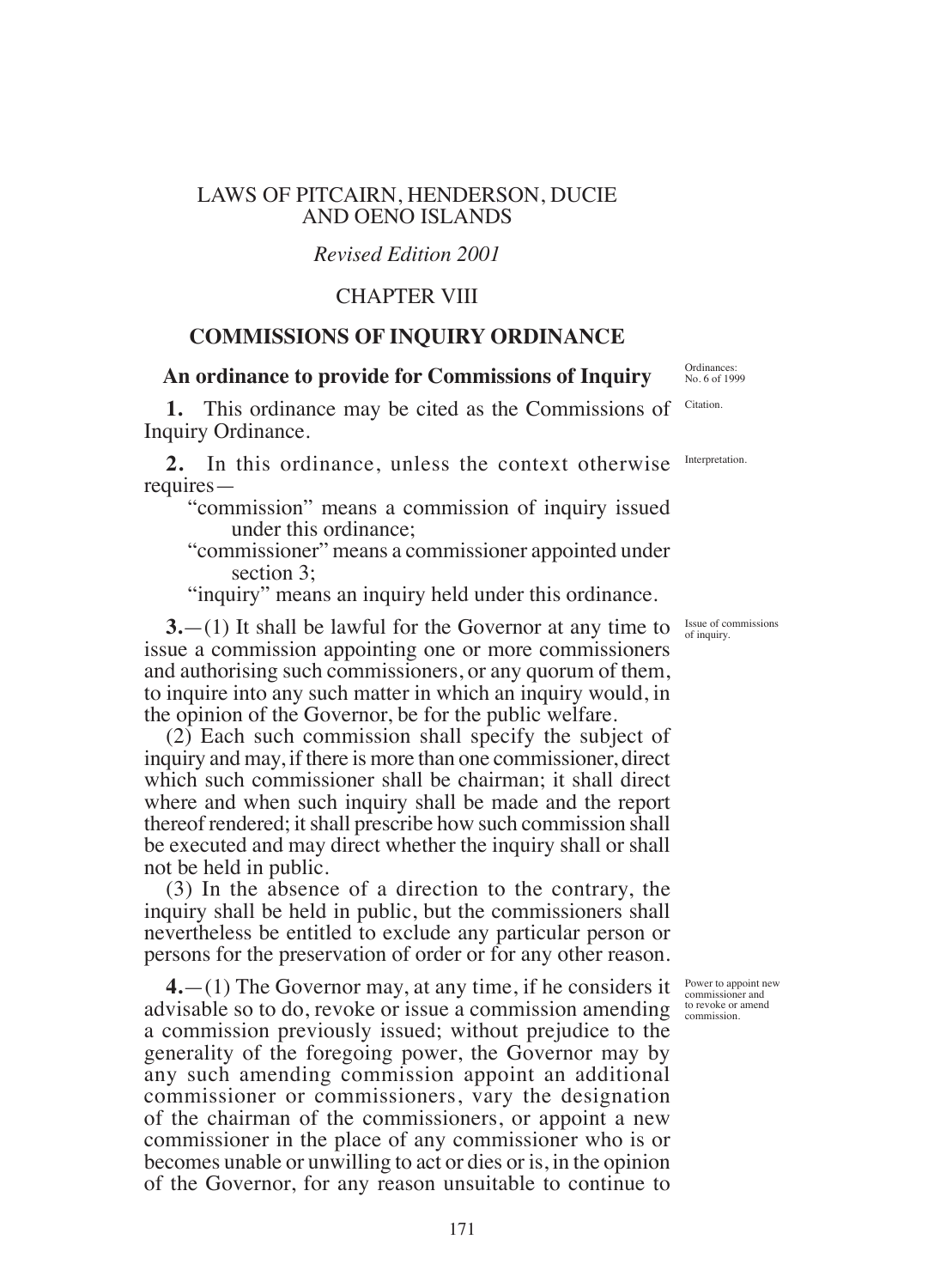LAWS OF PITCAIRN, HENDERSON, DUCIE AND OENO ISLANDS

*Revised Edition 2001*

CHAPTER VIII

# COMMISSIONS OF INQUIRY ORDINANCE

## An ordinance to provide for Commissions of Inquiry

Ordinances: No. 6 of 1999

Citation.

**1.** This ordinance may be cited as the Commissions of Inquiry Ordinance.

Interpretation.

**2.** In this ordinance, unless the context otherwise requires—

"commission" means a commission of inquiry issued under this ordinance;

"commissioner" means a commissioner appointed under section 3;

"inquiry" means an inquiry held under this ordinance.

Issue of commissions of inquiry.

**3.**—(1) It shall be lawful for the Governor at any time to issue a commission appointing one or more commissioners and authorising such commissioners, or any quorum of them, to inquire into any such matter in which an inquiry would, in the opinion of the Governor, be for the public welfare.

(2) Each such commission shall specify the subject of inquiry and may, if there is more than one commissioner, direct which such commissioner shall be chairman; it shall direct where and when such inquiry shall be made and the report thereof rendered; it shall prescribe how such commission shall be executed and may direct whether the inquiry shall or shall not be held in public.

(3) In the absence of a direction to the contrary, the inquiry shall be held in public, but the commissioners shall nevertheless be entitled to exclude any particular person or persons for the preservation of order or for any other reason.

Power to appoint new commissioner and to revoke or amend commission.

**4.**—(1) The Governor may, at any time, if he considers it advisable so to do, revoke or issue a commission amending a commission previously issued; without prejudice to the generality of the foregoing power, the Governor may by any such amending commission appoint an additional commissioner or commissioners, vary the designation of the chairman of the commissioners, or appoint a new commissioner in the place of any commissioner who is or becomes unable or unwilling to act or dies or is, in the opinion of the Governor, for any reason unsuitable to continue to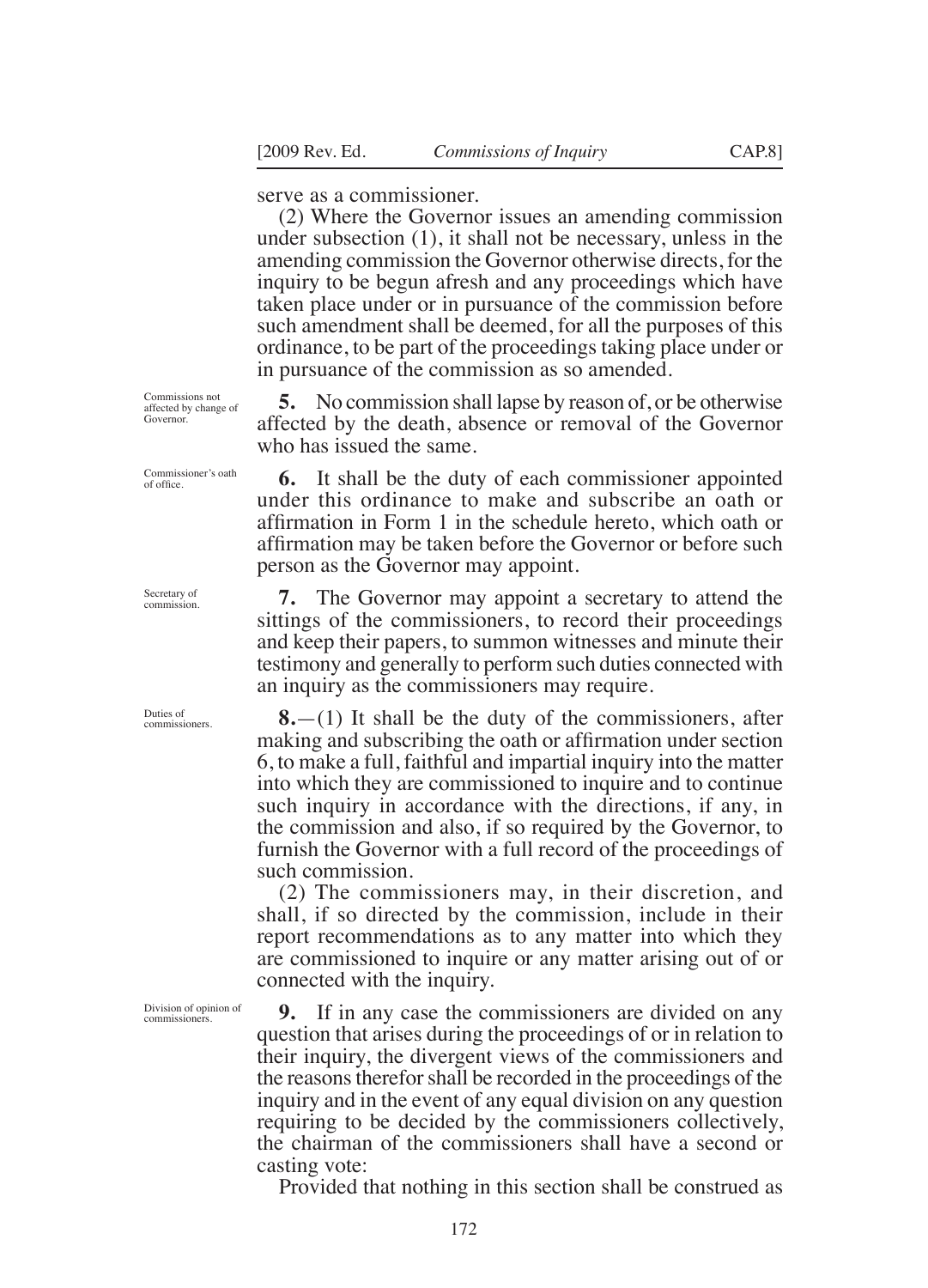serve as a commissioner.

(2) Where the Governor issues an amending commission under subsection (1), it shall not be necessary, unless in the amending commission the Governor otherwise directs, for the inquiry to be begun afresh and any proceedings which have taken place under or in pursuance of the commission before such amendment shall be deemed, for all the purposes of this ordinance, to be part of the proceedings taking place under or in pursuance of the commission as so amended.

*Commissions not affected by change of Governor.*

**5.** No commission shall lapse by reason of, or be otherwise affected by the death, absence or removal of the Governor who has issued the same.

*Commissioner's oath of office.*

**6.** It shall be the duty of each commissioner appointed under this ordinance to make and subscribe an oath or affirmation in Form 1 in the schedule hereto, which oath or affirmation may be taken before the Governor or before such person as the Governor may appoint.

*Secretary of commission.*

**7.** The Governor may appoint a secretary to attend the sittings of the commissioners, to record their proceedings and keep their papers, to summon witnesses and minute their testimony and generally to perform such duties connected with an inquiry as the commissioners may require.

*Duties of commissioners.*

**8.**—(1) It shall be the duty of the commissioners, after making and subscribing the oath or affirmation under section 6, to make a full, faithful and impartial inquiry into the matter into which they are commissioned to inquire and to continue such inquiry in accordance with the directions, if any, in the commission and also, if so required by the Governor, to furnish the Governor with a full record of the proceedings of such commission.

(2) The commissioners may, in their discretion, and shall, if so directed by the commission, include in their report recommendations as to any matter into which they are commissioned to inquire or any matter arising out of or connected with the inquiry.

*Division of opinion of commissioners.*

**9.** If in any case the commissioners are divided on any question that arises during the proceedings of or in relation to their inquiry, the divergent views of the commissioners and the reasons therefor shall be recorded in the proceedings of the inquiry and in the event of any equal division on any question requiring to be decided by the commissioners collectively, the chairman of the commissioners shall have a second or casting vote:

Provided that nothing in this section shall be construed as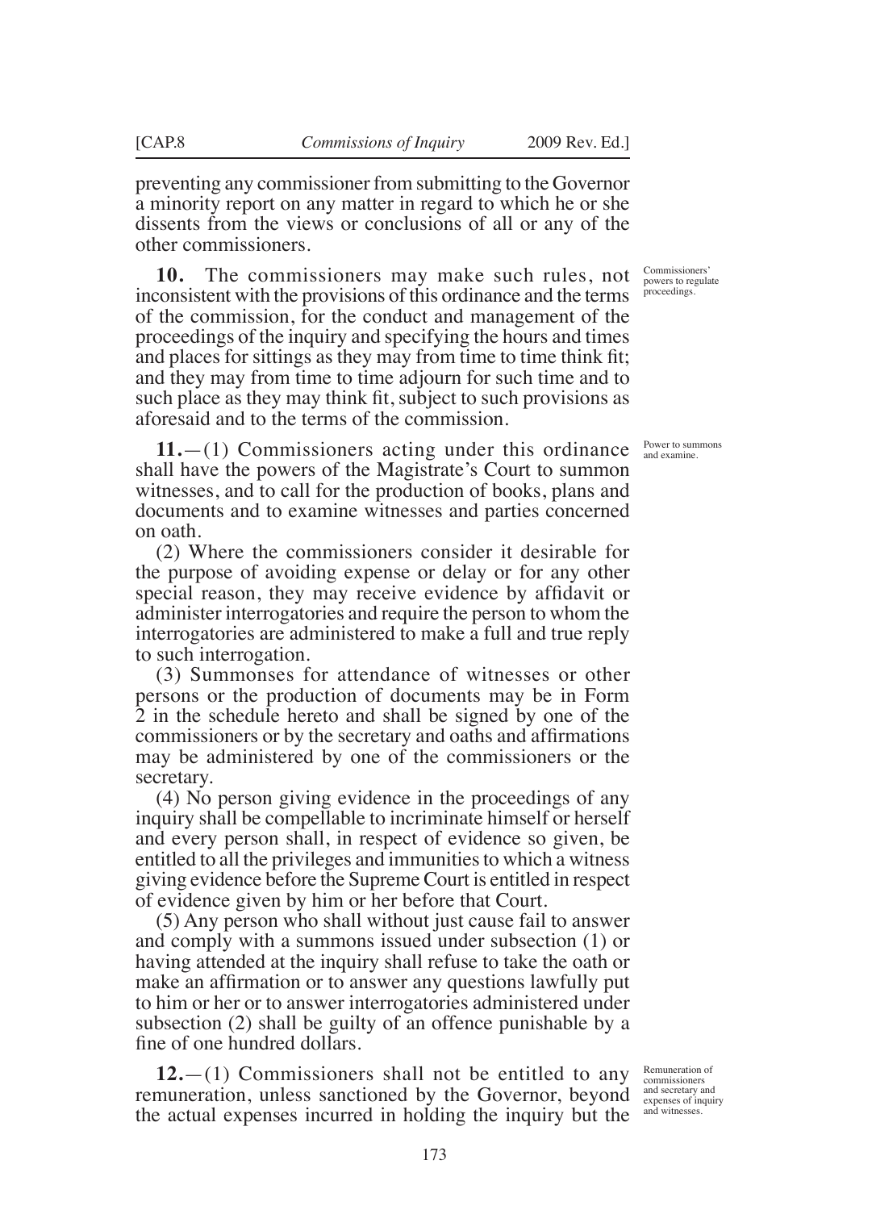preventing any commissioner from submitting to the Governor a minority report on any matter in regard to which he or she dissents from the views or conclusions of all or any of the other commissioners.

*Commissioners' powers to regulate proceedings.*

**10.** The commissioners may make such rules, not inconsistent with the provisions of this ordinance and the terms of the commission, for the conduct and management of the proceedings of the inquiry and specifying the hours and times and places for sittings as they may from time to time think fit; and they may from time to time adjourn for such time and to such place as they may think fit, subject to such provisions as aforesaid and to the terms of the commission.

*Power to summons and examine.*

**11.**—(1) Commissioners acting under this ordinance shall have the powers of the Magistrate's Court to summon witnesses, and to call for the production of books, plans and documents and to examine witnesses and parties concerned on oath.

(2) Where the commissioners consider it desirable for the purpose of avoiding expense or delay or for any other special reason, they may receive evidence by affidavit or administer interrogatories and require the person to whom the interrogatories are administered to make a full and true reply to such interrogation.

(3) Summonses for attendance of witnesses or other persons or the production of documents may be in Form 2 in the schedule hereto and shall be signed by one of the commissioners or by the secretary and oaths and affirmations may be administered by one of the commissioners or the secretary.

(4) No person giving evidence in the proceedings of any inquiry shall be compellable to incriminate himself or herself and every person shall, in respect of evidence so given, be entitled to all the privileges and immunities to which a witness giving evidence before the Supreme Court is entitled in respect of evidence given by him or her before that Court.

(5) Any person who shall without just cause fail to answer and comply with a summons issued under subsection (1) or having attended at the inquiry shall refuse to take the oath or make an affirmation or to answer any questions lawfully put to him or her or to answer interrogatories administered under subsection (2) shall be guilty of an offence punishable by a fine of one hundred dollars.

*Remuneration of commissioners and secretary and expenses of inquiry and witnesses.*

**12.**—(1) Commissioners shall not be entitled to any remuneration, unless sanctioned by the Governor, beyond the actual expenses incurred in holding the inquiry but the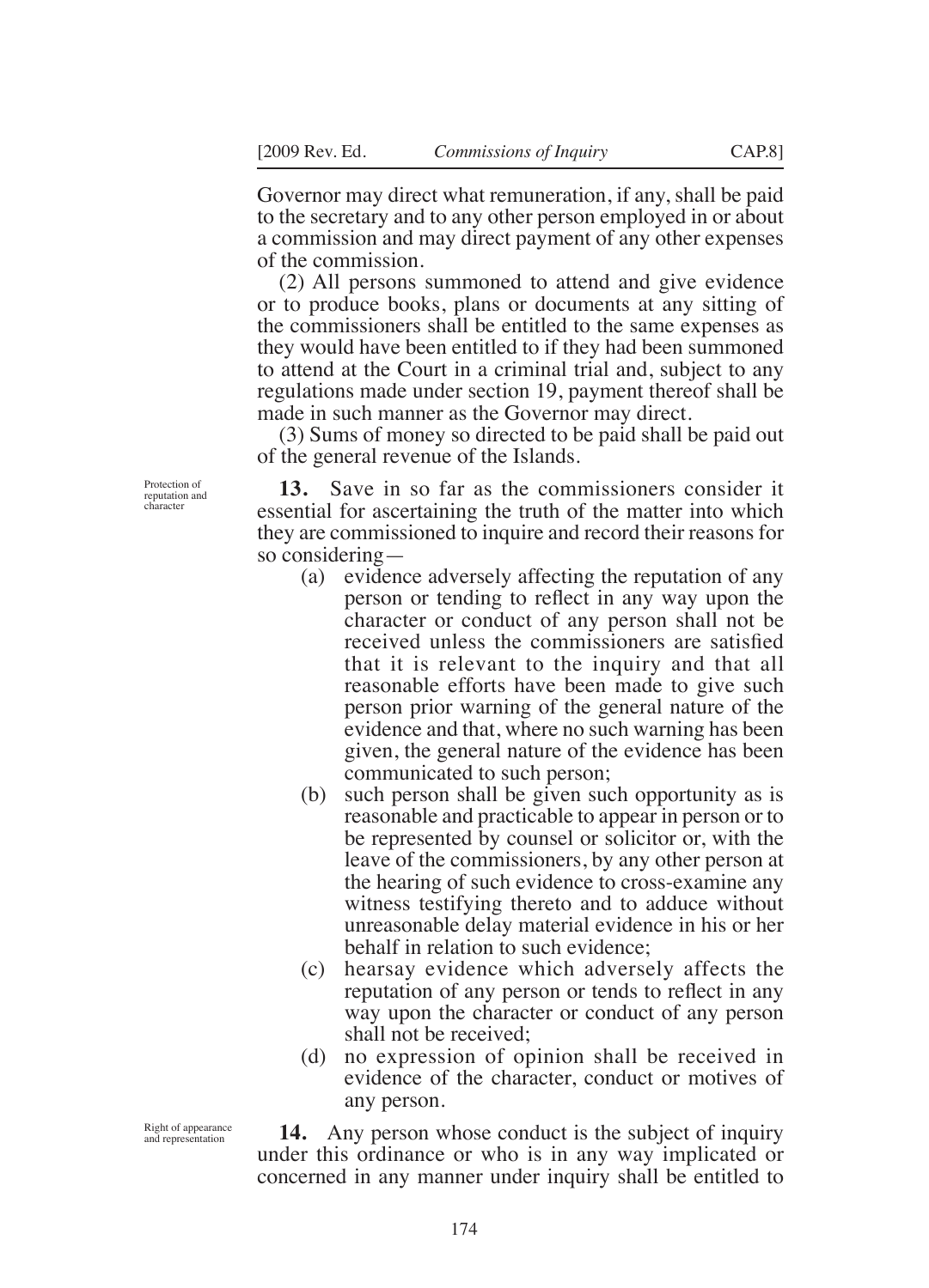Governor may direct what remuneration, if any, shall be paid to the secretary and to any other person employed in or about a commission and may direct payment of any other expenses of the commission.

(2) All persons summoned to attend and give evidence or to produce books, plans or documents at any sitting of the commissioners shall be entitled to the same expenses as they would have been entitled to if they had been summoned to attend at the Court in a criminal trial and, subject to any regulations made under section 19, payment thereof shall be made in such manner as the Governor may direct.

(3) Sums of money so directed to be paid shall be paid out of the general revenue of the Islands.

Protection of reputation and character

**13.** Save in so far as the commissioners consider it essential for ascertaining the truth of the matter into which they are commissioned to inquire and record their reasons for so considering—

(a) evidence adversely affecting the reputation of any person or tending to reflect in any way upon the character or conduct of any person shall not be received unless the commissioners are satisfied that it is relevant to the inquiry and that all reasonable efforts have been made to give such person prior warning of the general nature of the evidence and that, where no such warning has been given, the general nature of the evidence has been communicated to such person;

(b) such person shall be given such opportunity as is reasonable and practicable to appear in person or to be represented by counsel or solicitor or, with the leave of the commissioners, by any other person at the hearing of such evidence to cross-examine any witness testifying thereto and to adduce without unreasonable delay material evidence in his or her behalf in relation to such evidence;

(c) hearsay evidence which adversely affects the reputation of any person or tends to reflect in any way upon the character or conduct of any person shall not be received;

(d) no expression of opinion shall be received in evidence of the character, conduct or motives of any person.

Right of appearance and representation

**14.** Any person whose conduct is the subject of inquiry under this ordinance or who is in any way implicated or concerned in any manner under inquiry shall be entitled to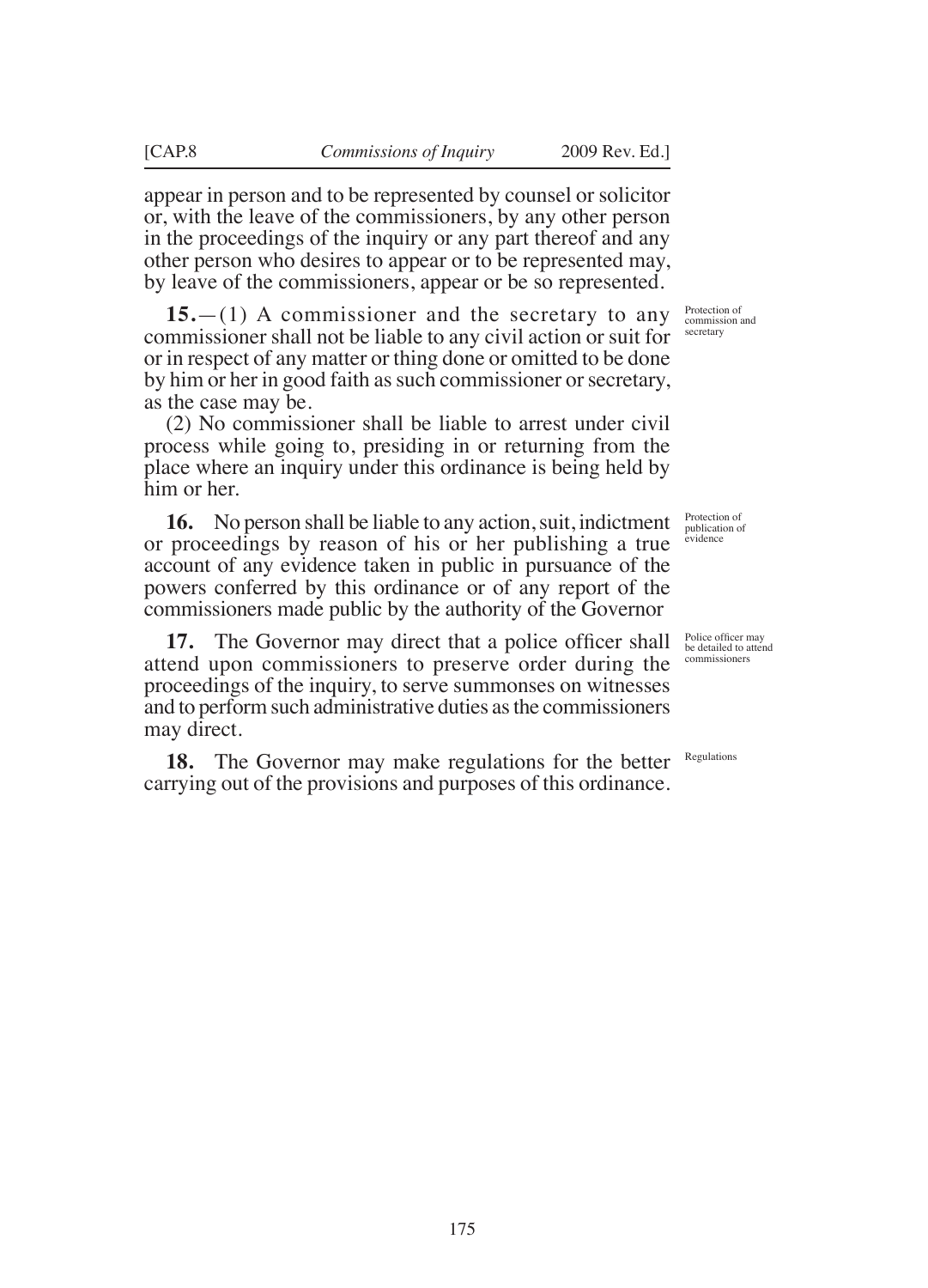appear in person and to be represented by counsel or solicitor or, with the leave of the commissioners, by any other person in the proceedings of the inquiry or any part thereof and any other person who desires to appear or to be represented may, by leave of the commissioners, appear or be so represented.

*Protection of commission and secretary*

**15.**—(1) A commissioner and the secretary to any commissioner shall not be liable to any civil action or suit for or in respect of any matter or thing done or omitted to be done by him or her in good faith as such commissioner or secretary, as the case may be.

(2) No commissioner shall be liable to arrest under civil process while going to, presiding in or returning from the place where an inquiry under this ordinance is being held by him or her.

*Protection of publication of evidence*

**16.** No person shall be liable to any action, suit, indictment or proceedings by reason of his or her publishing a true account of any evidence taken in public in pursuance of the powers conferred by this ordinance or of any report of the commissioners made public by the authority of the Governor

*Police officer may be detailed to attend commissioners*

**17.** The Governor may direct that a police officer shall attend upon commissioners to preserve order during the proceedings of the inquiry, to serve summonses on witnesses and to perform such administrative duties as the commissioners may direct.

*Regulations*

**18.** The Governor may make regulations for the better carrying out of the provisions and purposes of this ordinance.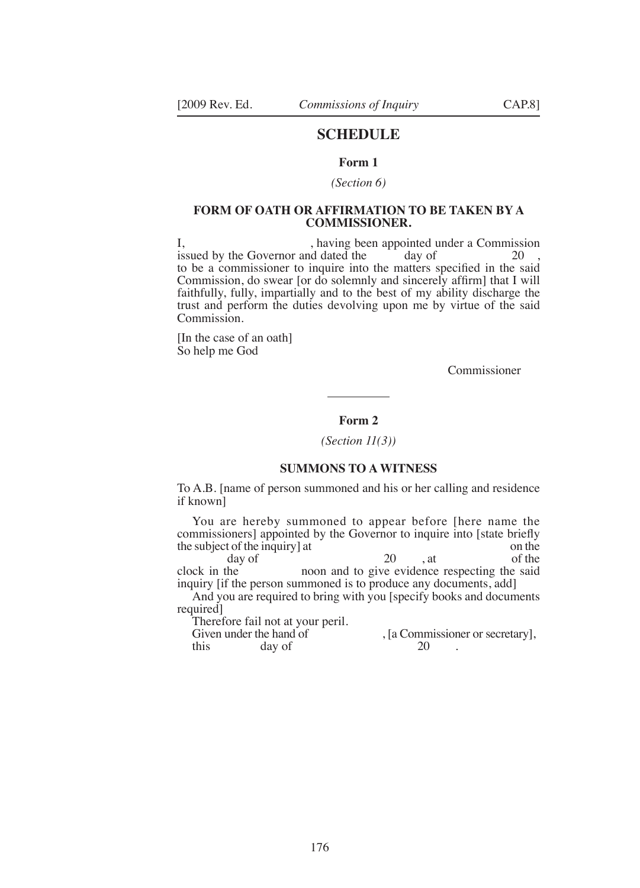# SCHEDULE

## Form 1

*(Section 6)*

### FORM OF OATH OR AFFIRMATION TO BE TAKEN BY A COMMISSIONER.

I, , having been appointed under a Commission issued by the Governor and dated the day of 20 , to be a commissioner to inquire into the matters specified in the said Commission, do swear [or do solemnly and sincerely affirm] that I will faithfully, fully, impartially and to the best of my ability discharge the trust and perform the duties devolving upon me by virtue of the said Commission.

[In the case of an oath]
So help me God

Commissioner

---

## Form 2

*(Section 11(3))*

### SUMMONS TO A WITNESS

To A.B. [name of person summoned and his or her calling and residence if known]

You are hereby summoned to appear before [here name the commissioners] appointed by the Governor to inquire into [state briefly the subject of the inquiry] at on the day of 20 , at of the clock in the noon and to give evidence respecting the said inquiry [if the person summoned is to produce any documents, add]

And you are required to bring with you [specify books and documents required]

Therefore fail not at your peril.

Given under the hand of , [a Commissioner or secretary], this day of 20 .